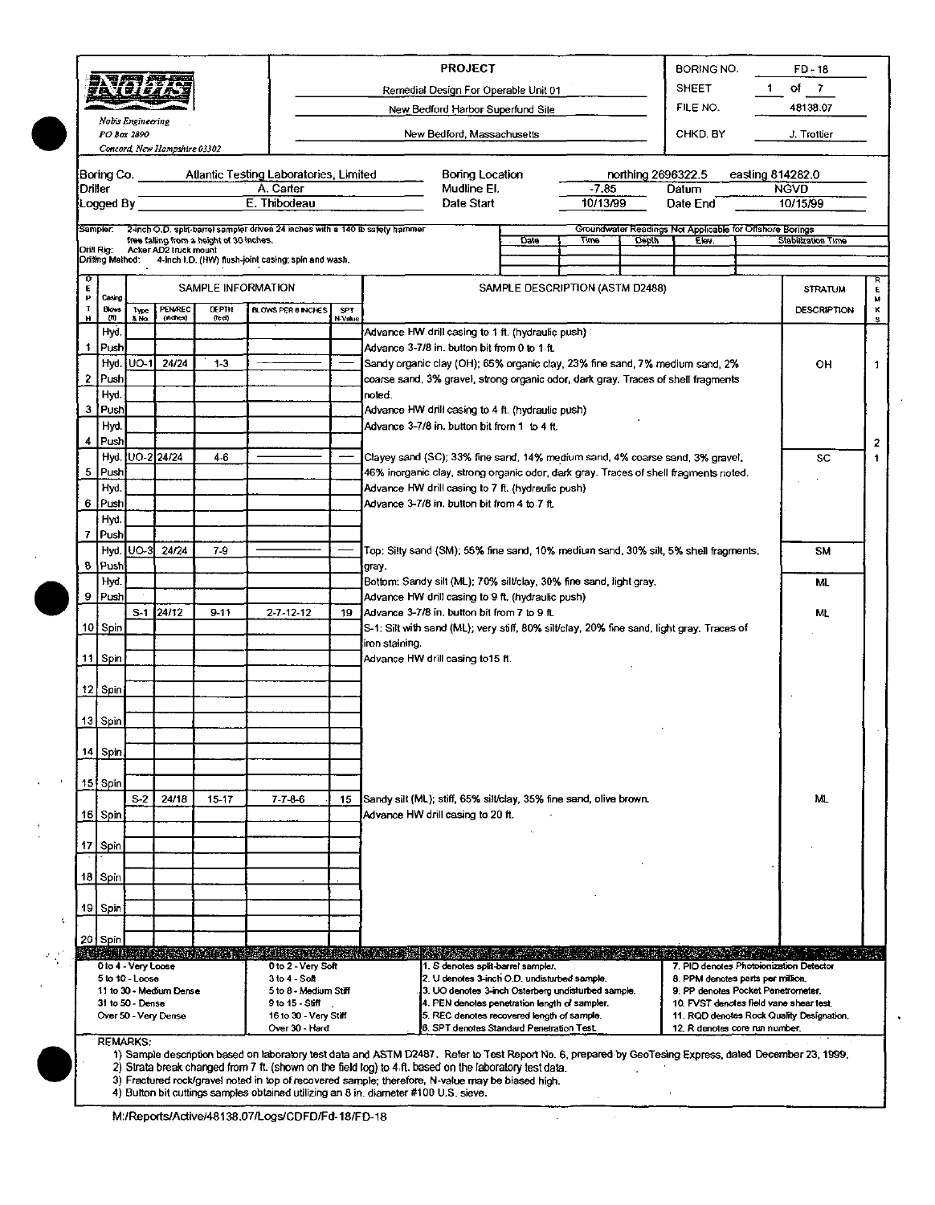**Nobis Engineering**
*PO Box 2890*
*Concord, New Hampshire 03302*

| PROJECT | |
|---|---|
| Remedial Design For Operable Unit 01 | |
| New Bedford Harbor Superfund Site | |
| New Bedford, Massachusetts | |

| | |
|---|---|
| BORING NO. | FD - 18 |
| SHEET | 1 of 7 |
| FILE NO. | 48138.07 |
| CHKD. BY | J. Trottier |

| | | | | | |
|---|---|---|---|---|---|
| Boring Co. | Atlantic Testing Laboratories, Limited | Boring Location | northing 2696322.5 | easting 814282.0 | |
| Driller | A. Carter | Mudline El. | -7.85 | Datum | NGVD |
| Logged By | E. Thibodeau | Date Start | 10/13/99 | Date End | 10/15/99 |

Sampler: 2-inch O.D. split-barrel sampler driven 24 inches with a 140 lb safety hammer free falling from a height of 30 inches.
Drill Rig: Acker AD2 truck mount
Drilling Method: 4-inch I.D. (HW) flush-joint casing; spin and wash.

Groundwater Readings Not Applicable for Offshore Borings

| Date | Time | Depth | Elev. | Stabilization Time |
|---|---|---|---|---|
| | | | | |

| DEPTH | Casing Blows (ft) | Type & No. | PEN/REC (inches) | DEPTH (feet) | BLOWS PER 6 INCHES | SPT N-Value | SAMPLE DESCRIPTION (ASTM D2488) | STRATUM DESCRIPTION | REMKS |
|---|---|---|---|---|---|---|---|---|---|
| | Hyd. | | | | | | Advance HW drill casing to 1 ft. (hydraulic push) | | |
| 1 | Push | | | | | | Advance 3-7/8 in. button bit from 0 to 1 ft. | | |
| | Hyd. | UO-1 | 24/24 | 1-3 | ——— | — | Sandy organic clay (OH); 65% organic clay, 23% fine sand, 7% medium sand, 2% | OH | 1 |
| 2 | Push | | | | | | coarse sand, 3% gravel, strong organic odor, dark gray. Traces of shell fragments | | |
| | Hyd. | | | | | | noted. | | |
| 3 | Push | | | | | | Advance HW drill casing to 4 ft. (hydraulic push) | | |
| | Hyd. | | | | | | Advance 3-7/8 in. button bit from 1 to 4 ft. | | |
| 4 | Push | | | | | | | | 2 |
| | Hyd. | UO-2 | 24/24 | 4-6 | ——— | — | Clayey sand (SC); 33% fine sand, 14% medium sand, 4% coarse sand, 3% gravel, | SC | 1 |
| 5 | Push | | | | | | 46% inorganic clay, strong organic odor, dark gray. Traces of shell fragments noted. | | |
| | Hyd. | | | | | | Advance HW drill casing to 7 ft. (hydraulic push) | | |
| 6 | Push | | | | | | Advance 3-7/8 in. button bit from 4 to 7 ft. | | |
| | Hyd. | | | | | | | | |
| 7 | Push | | | | | | | | |
| | Hyd. | UO-3 | 24/24 | 7-9 | ——— | — | Top: Silty sand (SM); 55% fine sand, 10% medium sand, 30% silt, 5% shell fragments, | SM | |
| 8 | Push | | | | | | gray. | | |
| | Hyd. | | | | | | Bottom: Sandy silt (ML); 70% silt/clay, 30% fine sand, light gray. | ML | |
| 9 | Push | | | | | | Advance HW drill casing to 9 ft. (hydraulic push) | | |
| | | S-1 | 24/12 | 9-11 | 2-7-12-12 | 19 | Advance 3-7/8 in. button bit from 7 to 9 ft. | ML | |
| 10 | Spin | | | | | | S-1: Silt with sand (ML); very stiff, 80% silt/clay, 20% fine sand, light gray. Traces of | | |
| | | | | | | | iron staining. | | |
| 11 | Spin | | | | | | Advance HW drill casing to15 ft. | | |
| 12 | Spin | | | | | | | | |
| 13 | Spin | | | | | | | | |
| 14 | Spin | | | | | | | | |
| 15 | Spin | | | | | | | | |
| | | S-2 | 24/18 | 15-17 | 7-7-8-6 | 15 | Sandy silt (ML); stiff, 65% silt/clay, 35% fine sand, olive brown. | ML | |
| 16 | Spin | | | | | | Advance HW drill casing to 20 ft. | | |
| 17 | Spin | | | | | | | | |
| 18 | Spin | | | | | | | | |
| 19 | Spin | | | | | | | | |
| 20 | Spin | | | | | | | | |

| Granular Soils | Cohesive Soils | Notes | |
|---|---|---|---|
| 0 to 4 - Very Loose | 0 to 2 - Very Soft | 1. S denotes split-barrel sampler. | 7. PID denotes Photoionization Detector |
| 5 to 10 - Loose | 3 to 4 - Soft | 2. U denotes 3-inch O.D. undisturbed sample. | 8. PPM denotes parts per million. |
| 11 to 30 - Medium Dense | 5 to 8 - Medium Stiff | 3. UO denotes 3-inch Osterberg undisturbed sample. | 9. PP denotes Pocket Penetrometer. |
| 31 to 50 - Dense | 9 to 15 - Stiff | 4. PEN denotes penetration length of sampler. | 10. FVST denotes field vane shear test. |
| Over 50 - Very Dense | 16 to 30 - Very Stiff | 5. REC denotes recovered length of sample. | 11. RQD denotes Rock Quality Designation. |
| | Over 30 - Hard | 6. SPT denotes Standard Penetration Test. | 12. R denotes core run number. |

REMARKS:

1) Sample description based on laboratory test data and ASTM D2487. Refer to Test Report No. 6, prepared by GeoTesing Express, dated December 23, 1999.
2) Strata break changed from 7 ft. (shown on the field log) to 4 ft. based on the laboratory test data.
3) Fractured rock/gravel noted in top of recovered sample; therefore, N-value may be biased high.
4) Button bit cuttings samples obtained utilizing an 8 in. diameter #100 U.S. sieve.

M:/Reports/Active/48138.07/Logs/CDFD/Fd-18/FD-18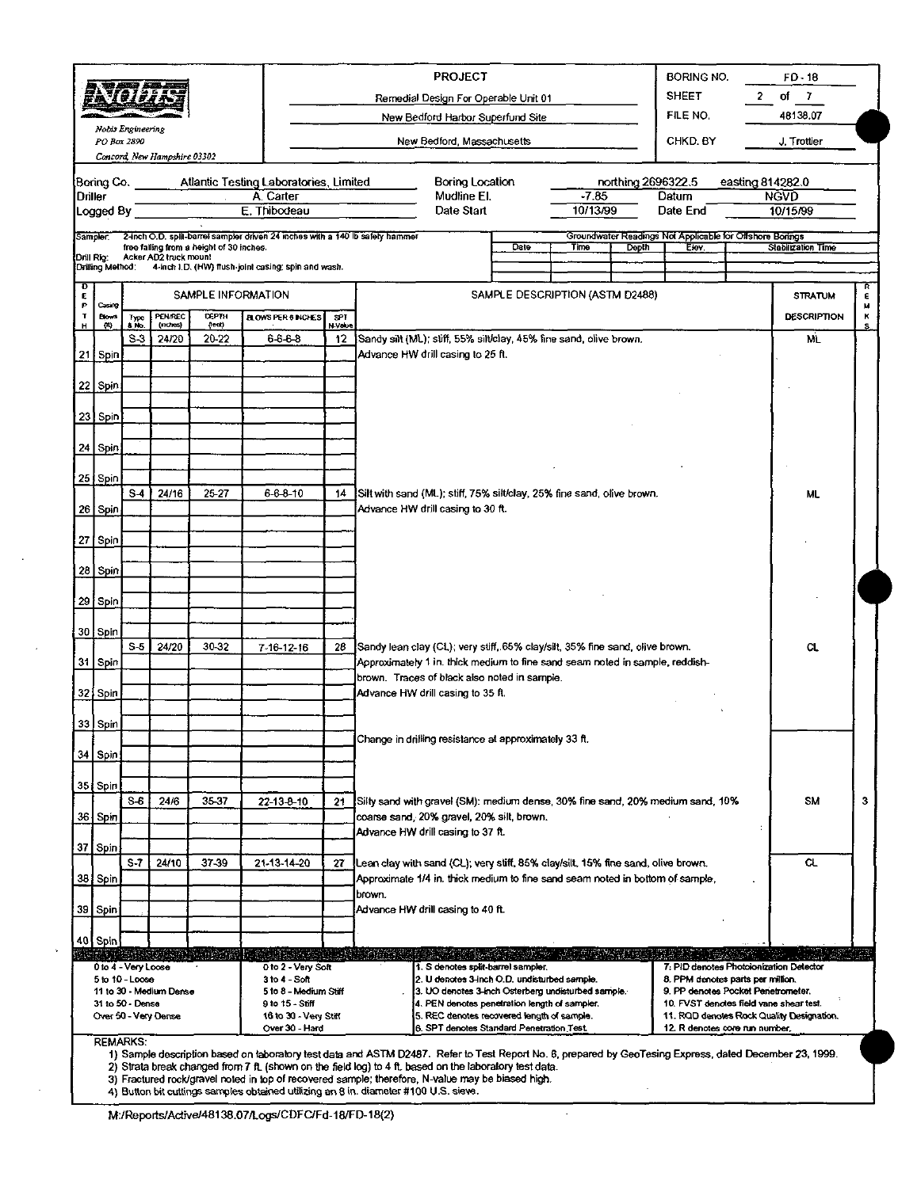**Nobis Engineering**
PO Box 2890
Concord, New Hampshire 03302

**PROJECT**
Remedial Design For Operable Unit 01
New Bedford Harbor Superfund Site
New Bedford, Massachusetts

| | |
|---|---|
| BORING NO. | FD-18 |
| SHEET | 2 of 7 |
| FILE NO. | 48138.07 |
| CHKD. BY | J. Trottier |

| | | | | | |
|---|---|---|---|---|---|
| Boring Co. | Atlantic Testing Laboratories, Limited | Boring Location | northing 2696322.5 | easting 814282.0 | |
| Driller | A. Carter | Mudline El. | -7.85 | Datum | NGVD |
| Logged By | E. Thibodeau | Date Start | 10/13/99 | Date End | 10/15/99 |

Sampler: 2-inch O.D. split-barrel sampler driven 24 inches with a 140 lb safety hammer free falling from a height of 30 inches.
Drill Rig: Acker AD2 truck mount
Drilling Method: 4-inch I.D. (HW) flush-joint casing; spin and wash.

Groundwater Readings Not Applicable for Offshore Borings

| Date | Time | Depth | Elev. | Stabilization Time |
|---|---|---|---|---|
| | | | | |

| DEPTH | Casing Blows (ft) | Type & No. | PEN/REC (inches) | DEPTH (feet) | BLOWS PER 6 INCHES | SPT N-Value | SAMPLE DESCRIPTION (ASTM D2488) | STRATUM DESCRIPTION | REMKS |
|---|---|---|---|---|---|---|---|---|---|
| | | S-3 | 24/20 | 20-22 | 6-6-6-8 | 12 | Sandy silt (ML); stiff, 55% silt/clay, 45% fine sand, olive brown. | ML | |
| 21 | Spin | | | | | | Advance HW drill casing to 25 ft. | | |
| 22 | Spin | | | | | | | | |
| 23 | Spin | | | | | | | | |
| 24 | Spin | | | | | | | | |
| 25 | Spin | | | | | | | | |
| | | S-4 | 24/16 | 25-27 | 6-6-8-10 | 14 | Silt with sand (ML); stiff, 75% silt/clay, 25% fine sand, olive brown. | ML | |
| 26 | Spin | | | | | | Advance HW drill casing to 30 ft. | | |
| 27 | Spin | | | | | | | | |
| 28 | Spin | | | | | | | | |
| 29 | Spin | | | | | | | | |
| 30 | Spin | | | | | | | | |
| | | S-5 | 24/20 | 30-32 | 7-16-12-16 | 28 | Sandy lean clay (CL); very stiff, 65% clay/silt, 35% fine sand, olive brown. | CL | |
| 31 | Spin | | | | | | Approximately 1 in. thick medium to fine sand seam noted in sample, reddish-brown. Traces of black also noted in sample. | | |
| 32 | Spin | | | | | | Advance HW drill casing to 35 ft. | | |
| 33 | Spin | | | | | | | | |
| 34 | Spin | | | | | | Change in drilling resistance at approximately 33 ft. | | |
| 35 | Spin | | | | | | | | |
| | | S-6 | 24/6 | 35-37 | 22-13-8-10 | 21 | Silty sand with gravel (SM): medium dense, 30% fine sand, 20% medium sand, 10% coarse sand, 20% gravel, 20% silt, brown. | SM | 3 |
| 36 | Spin | | | | | | Advance HW drill casing to 37 ft. | | |
| 37 | Spin | | | | | | | | |
| | | S-7 | 24/10 | 37-39 | 21-13-14-20 | 27 | Lean clay with sand (CL); very stiff, 85% clay/silt, 15% fine sand, olive brown. | CL | |
| 38 | Spin | | | | | | Approximate 1/4 in. thick medium to fine sand seam noted in bottom of sample, brown. | | |
| 39 | Spin | | | | | | Advance HW drill casing to 40 ft. | | |
| 40 | Spin | | | | | | | | |

| | | | |
|---|---|---|---|
| 0 to 4 - Very Loose | 0 to 2 - Very Soft | 1. S denotes split-barrel sampler. | 7. PID denotes Photoionization Detector |
| 5 to 10 - Loose | 3 to 4 - Soft | 2. U denotes 3-inch O.D. undisturbed sample. | 8. PPM denotes parts per million. |
| 11 to 30 - Medium Dense | 5 to 8 - Medium Stiff | 3. UO denotes 3-inch Osterberg undisturbed sample. | 9. PP denotes Pocket Penetrometer. |
| 31 to 50 - Dense | 9 to 15 - Stiff | 4. PEN denotes penetration length of sampler. | 10. FVST denotes field vane shear test. |
| Over 50 - Very Dense | 16 to 30 - Very Stiff | 5. REC denotes recovered length of sample. | 11. RQD denotes Rock Quality Designation. |
| | Over 30 - Hard | 6. SPT denotes Standard Penetration Test. | 12. R denotes core run number. |

REMARKS:
1) Sample description based on laboratory test data and ASTM D2487. Refer to Test Report No. 6, prepared by GeoTesing Express, dated December 23, 1999.
2) Strata break changed from 7 ft. (shown on the field log) to 4 ft. based on the laboratory test data.
3) Fractured rock/gravel noted in top of recovered sample; therefore, N-value may be biased high.
4) Button bit cuttings samples obtained utilizing an 8 in. diameter #100 U.S. sieve.

M:/Reports/Active/48138.07/Logs/CDFC/Fd-18/FD-18(2)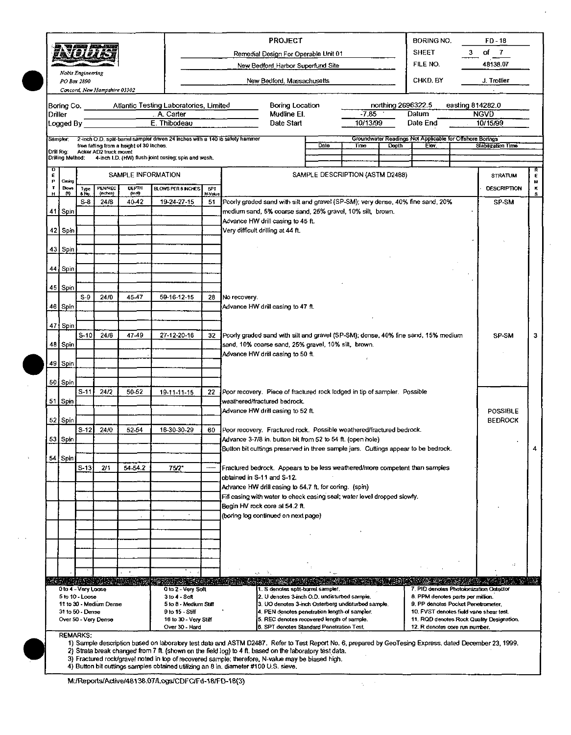**Nobis Engineering**
PO Box 2890
Concord, New Hampshire 03302

| PROJECT | |
|---|---|
| Remedial Design For Operable Unit 01 | |
| New Bedford Harbor Superfund Site | |
| New Bedford, Massachusetts | |

| | |
|---|---|
| BORING NO. | FD - 18 |
| SHEET | 3 of 7 |
| FILE NO. | 48138.07 |
| CHKD. BY | J. Trottier |

| | | | | | |
|---|---|---|---|---|---|
| Boring Co. | Atlantic Testing Laboratories, Limited | Boring Location | northing 2696322.5 | easting 814282.0 | |
| Driller | A. Carter | Mudline El. | -7.85 | Datum | NGVD |
| Logged By | E. Thibodeau | Date Start | 10/13/99 | Date End | 10/15/99 |

Sampler: 2-inch O.D. split-barrel sampler driven 24 inches with a 140 lb safety hammer free falling from a height of 30 inches.
Drill Rig: Acker AD2 truck mount
Drilling Method: 4-inch I.D. (HW) flush-joint casing; spin and wash.

Groundwater Readings Not Applicable for Offshore Borings

| Date | Time | Depth | Elev. | Stabilization Time |
|---|---|---|---|---|
| | | | | |

| DEPTH | Casing Blows (ft) | Type & No. | PEN/REC (inches) | DEPTH (feet) | BLOWS PER 6 INCHES | SPT N-Value | SAMPLE DESCRIPTION (ASTM D2488) | STRATUM DESCRIPTION | REMKS |
|---|---|---|---|---|---|---|---|---|---|
| | | S-8 | 24/8 | 40-42 | 19-24-27-15 | 51 | Poorly graded sand with silt and gravel (SP-SM); very dense, 40% fine sand, 20% | SP-SM | |
| 41 | Spin | | | | | | medium sand, 5% coarse sand, 25% gravel, 10% silt, brown. | | |
| | | | | | | | Advance HW drill casing to 45 ft. | | |
| 42 | Spin | | | | | | Very difficult drilling at 44 ft. | | |
| 43 | Spin | | | | | | | | |
| 44 | Spin | | | | | | | | |
| 45 | Spin | | | | | | | | |
| | | S-9 | 24/0 | 45-47 | 59-16-12-15 | 28 | No recovery. | | |
| 46 | Spin | | | | | | Advance HW drill casing to 47 ft. | | |
| 47 | Spin | | | | | | | | |
| | | S-10 | 24/6 | 47-49 | 27-12-20-16 | 32 | Poorly graded sand with silt and gravel (SP-SM); dense, 40% fine sand, 15% medium | SP-SM | 3 |
| 48 | Spin | | | | | | sand, 10% coarse sand, 25% gravel, 10% silt, brown. | | |
| | | | | | | | Advance HW drill casing to 50 ft. | | |
| 49 | Spin | | | | | | | | |
| 50 | Spin | | | | | | | | |
| | | S-11 | 24/2 | 50-52 | 19-11-11-15 | 22 | Poor recovery. Piece of fractured rock lodged in tip of sampler. Possible | | |
| 51 | Spin | | | | | | weathered/fractured bedrock. | | |
| | | | | | | | Advance HW drill casing to 52 ft. | POSSIBLE | |
| 52 | Spin | | | | | | | BEDROCK | |
| | | S-12 | 24/0 | 52-54 | 16-30-30-29 | 60 | Poor recovery. Fractured rock. Possible weathered/fractured bedrock. | | |
| 53 | Spin | | | | | | Advance 3-7/8 in. button bit from 52 to 54 ft. (open hole) | | |
| | | | | | | | Button bit cuttings preserved in three sample jars. Cuttings appear to be bedrock. | | 4 |
| 54 | Spin | | | | | | | | |
| | | S-13 | 2/1 | 54-54.2 | 75/2" | — | Fractured bedrock. Appears to be less weathered/more competent than samples | | |
| | | | | | | | obtained in S-11 and S-12. | | |
| | | | | | | | Advance HW drill casing to 54.7 ft. for coring. (spin) | | |
| | | | | | | | Fill casing with water to check casing seal; water level dropped slowly. | | |
| | | | | | | | Begin HV rock core at 54.2 ft. | | |
| | | | | | | | (boring log continued on next page) | | |

| | | | |
|---|---|---|---|
| 0 to 4 - Very Loose | 0 to 2 - Very Soft | 1. S denotes split-barrel sampler. | 7. PID denotes Photoionization Detector |
| 5 to 10 - Loose | 3 to 4 - Soft | 2. U denotes 3-inch O.D. undisturbed sample. | 8. PPM denotes parts per million. |
| 11 to 30 - Medium Dense | 5 to 8 - Medium Stiff | 3. UO denotes 3-inch Osterberg undisturbed sample. | 9. PP denotes Pocket Penetrometer. |
| 31 to 50 - Dense | 9 to 15 - Stiff | 4. PEN denotes penetration length of sampler. | 10. FVST denotes field vane shear test. |
| Over 50 - Very Dense | 16 to 30 - Very Stiff | 5. REC denotes recovered length of sample. | 11. RQD denotes Rock Quality Designation. |
| | Over 30 - Hard | 6. SPT denotes Standard Penetration Test. | 12. R denotes core run number. |

REMARKS:

1) Sample description based on laboratory test data and ASTM D2487. Refer to Test Report No. 6, prepared by GeoTesing Express, dated December 23, 1999.
2) Strata break changed from 7 ft. (shown on the field log) to 4 ft. based on the laboratory test data.
3) Fractured rock/gravel noted in top of recovered sample; therefore, N-value may be biased high.
4) Button bit cuttings samples obtained utilizing an 8 in. diameter #100 U.S. sieve.

M:/Reports/Active/48138.07/Logs/CDFC/Fd-18/FD-18(3)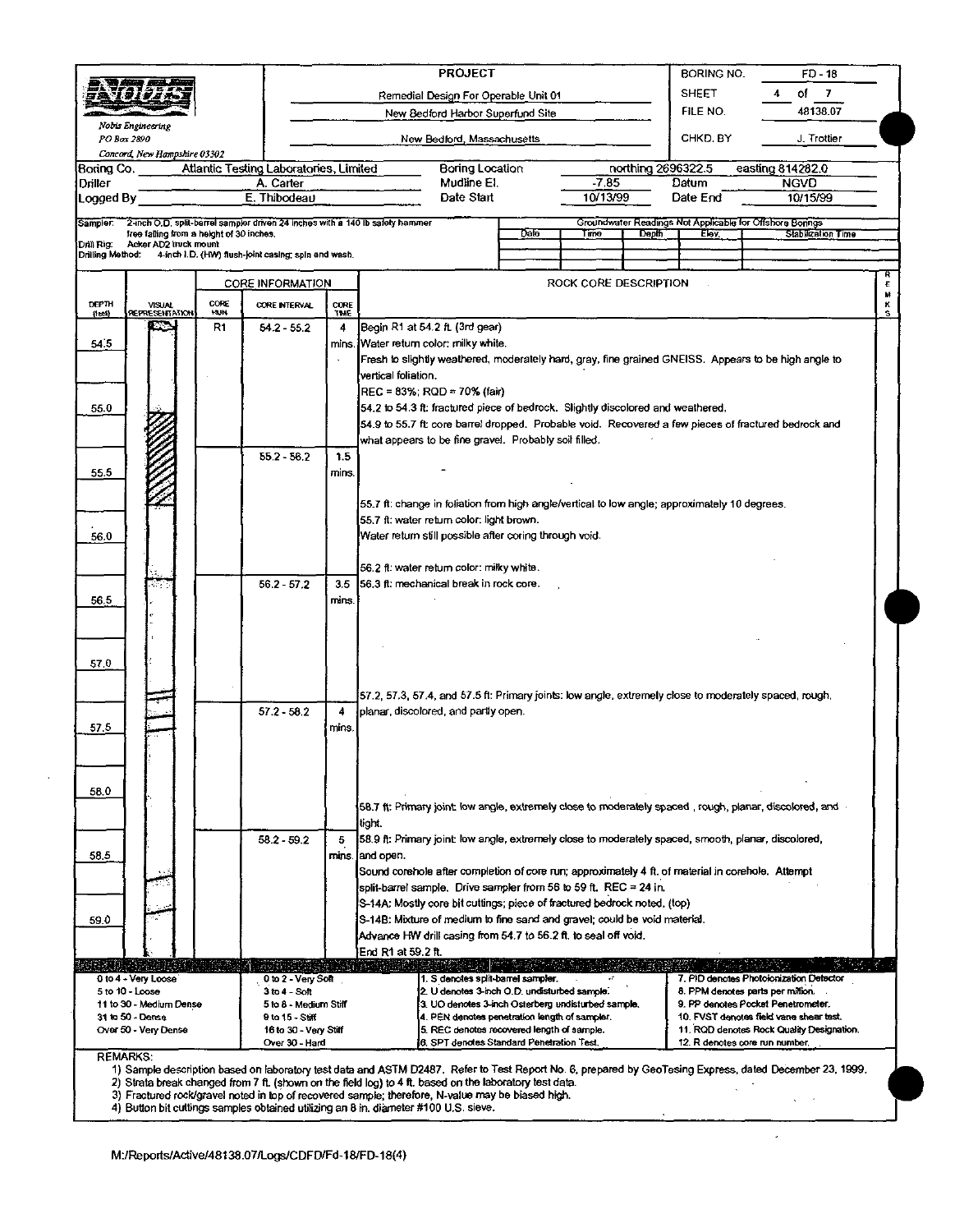**Nobis Engineering**
PO Box 2890
Concord, New Hampshire 03302

| PROJECT | |
|---|---|
| Remedial Design For Operable Unit 01 | |
| New Bedford Harbor Superfund Site | |
| New Bedford, Massachusetts | |

| | |
|---|---|
| BORING NO. | FD - 18 |
| SHEET | 4 of 7 |
| FILE NO. | 48138.07 |
| CHKD. BY | J. Trottier |

| | | | | | | | |
|---|---|---|---|---|---|---|---|
| Boring Co. | Atlantic Testing Laboratories, Limited | Boring Location | | northing 2696322.5 | | easting 814282.0 | |
| Driller | A. Carter | Mudline El. | -7.85 | Datum | | NGVD | |
| Logged By | E. Thibodeau | Date Start | 10/13/99 | Date End | | 10/15/99 | |

Sampler: 2-inch O.D. split-barrel sampler driven 24 inches with a 140 lb safety hammer free falling from a height of 30 inches.
Drill Rig: Acker AD2 truck mount
Drilling Method: 4-inch I.D. (HW) flush-joint casing; spin and wash.

Groundwater Readings Not Applicable for Offshore Borings

| Date | Time | Depth | Elev. | Stabilization Time |
|---|---|---|---|---|
| | | | | |

| DEPTH (feet) | VISUAL REPRESENTATION | CORE RUN | CORE INTERVAL | CORE TIME | ROCK CORE DESCRIPTION | REMKS |
|---|---|---|---|---|---|---|
| 54.5 | | R1 | 54.2 - 55.2 | 4 mins. | Begin R1 at 54.2 ft. (3rd gear) Water return color: milky white. Fresh to slightly weathered, moderately hard, gray, fine grained GNEISS. Appears to be high angle to vertical foliation. REC = 83%; RQD = 70% (fair) | |
| 55.0 | | | | | 54.2 to 54.3 ft: fractured piece of bedrock. Slightly discolored and weathered. 54.9 to 55.7 ft: core barrel dropped. Probable void. Recovered a few pieces of fractured bedrock and what appears to be fine gravel. Probably soil filled. | |
| 55.5 | | | 55.2 - 56.2 | 1.5 mins. | - | |
| 56.0 | | | | | 55.7 ft: change in foliation from high angle/vertical to low angle; approximately 10 degrees. 55.7 ft: water return color: light brown. Water return still possible after coring through void. 56.2 ft: water return color: milky white. | |
| 56.5 | | | 56.2 - 57.2 | 3.5 mins. | 56.3 ft: mechanical break in rock core. | |
| 57.0 | | | | | 57.2, 57.3, 57.4, and 57.5 ft: Primary joints: low angle, extremely close to moderately spaced, rough, | |
| 57.5 | | | 57.2 - 58.2 | 4 mins. | planar, discolored, and partly open. | |
| 58.0 | | | | | 58.7 ft: Primary joint: low angle, extremely close to moderately spaced , rough, planar, discolored, and tight. | |
| 58.5 | | | 58.2 - 59.2 | 5 mins. | 58.9 ft: Primary joint: low angle, extremely close to moderately spaced, smooth, planar, discolored, and open. Sound corehole after completion of core run; approximately 4 ft. of material in corehole. Attempt split-barrel sample. Drive sampler from 56 to 59 ft. REC = 24 in. S-14A: Mostly core bit cuttings; piece of fractured bedrock noted. (top) | |
| 59.0 | | | | | S-14B: Mixture of medium to fine sand and gravel; could be void material. Advance HW drill casing from 54.7 to 56.2 ft. to seal off void. End R1 at 59.2 ft. | |

| | | | |
|---|---|---|---|
| 0 to 4 - Very Loose | 0 to 2 - Very Soft | 1. S denotes split-barrel sampler. | 7. PID denotes Photoionization Detector |
| 5 to 10 - Loose | 3 to 4 - Soft | 2. U denotes 3-inch O.D. undisturbed sample. | 8. PPM denotes parts per million. |
| 11 to 30 - Medium Dense | 5 to 8 - Medium Stiff | 3. UO denotes 3-inch Osterberg undisturbed sample. | 9. PP denotes Pocket Penetrometer. |
| 31 to 50 - Dense | 9 to 15 - Stiff | 4. PEN denotes penetration length of sampler. | 10. FVST denotes field vane shear test. |
| Over 50 - Very Dense | 16 to 30 - Very Stiff | 5. REC denotes recovered length of sample. | 11. RQD denotes Rock Quality Designation. |
| | Over 30 - Hard | 6. SPT denotes Standard Penetration Test. | 12. R denotes core run number. |

REMARKS:
1) Sample description based on laboratory test data and ASTM D2487. Refer to Test Report No. 6, prepared by GeoTesing Express, dated December 23, 1999.
2) Strata break changed from 7 ft. (shown on the field log) to 4 ft. based on the laboratory test data.
3) Fractured rock/gravel noted in top of recovered sample; therefore, N-value may be biased high.
4) Button bit cuttings samples obtained utilizing an 8 in. diameter #100 U.S. sieve.

M:/Reports/Active/48138.07/Logs/CDFD/Fd-18/FD-18(4)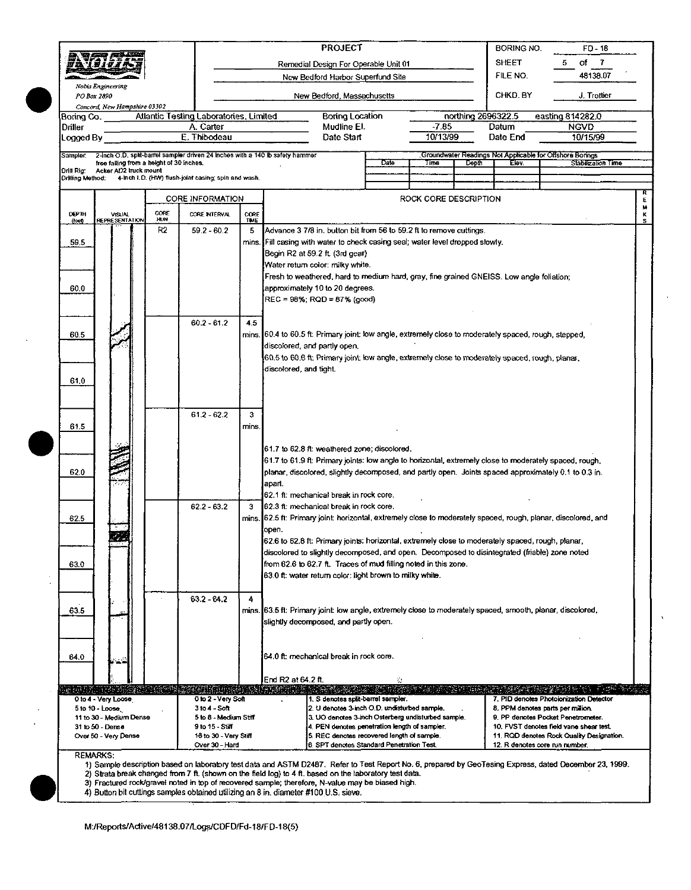**Nobis Engineering**
PO Box 2890
Concord, New Hampshire 03302

**PROJECT**
Remedial Design For Operable Unit 01
New Bedford Harbor Superfund Site
New Bedford, Massachusetts

| BORING NO. | FD - 18 |
|---|---|
| SHEET | 5 of 7 |
| FILE NO. | 48138.07 |
| CHKD. BY | J. Trottier |

| | | | | | |
|---|---|---|---|---|---|
| Boring Co. | Atlantic Testing Laboratories, Limited | Boring Location | northing 2696322.5 | easting 814282.0 | |
| Driller | A. Carter | Mudline El. | -7.85 | Datum | NGVD |
| Logged By | E. Thibodeau | Date Start | 10/13/99 | Date End | 10/15/99 |

Sampler: 2-inch O.D. split-barrel sampler driven 24 inches with a 140 lb safety hammer free falling from a height of 30 inches.
Drill Rig: Acker AD2 truck mount
Drilling Method: 4-inch I.D. (HW) flush-joint casing; spin and wash.

Groundwater Readings Not Applicable for Offshore Borings

| Date | Time | Depth | Elev. | Stabilization Time |
|---|---|---|---|---|
| | | | | |

| DEPTH (feet) | CORE RUN | CORE INTERVAL | CORE TIME | ROCK CORE DESCRIPTION |
|---|---|---|---|---|
| 59.5 | R2 | 59.2 - 60.2 | 5 mins. | Advance 3 7/8 in. button bit from 56 to 59.2 ft to remove cuttings. Fill casing with water to check casing seal; water level dropped slowly. Begin R2 at 59.2 ft. (3rd gear) Water return color: milky white. |
| 60.0 | | | | Fresh to weathered, hard to medium hard, gray, fine grained GNEISS. Low angle foliation; approximately 10 to 20 degrees. REC = 98%; RQD = 87% (good) |
| 60.5 | | 60.2 - 61.2 | 4.5 mins. | 60.4 to 60.5 ft: Primary joint: low angle, extremely close to moderately spaced, rough, stepped, discolored, and partly open. 60.5 to 60.6 ft: Primary joint: low angle, extremely close to moderately spaced, rough, planar, discolored, and tight. |
| 61.0 | | | | |
| 61.5 | | 61.2 - 62.2 | 3 mins. | |
| 62.0 | | | | 61.7 to 62.8 ft: weathered zone; discolored. 61.7 to 61.9 ft: Primary joints: low angle to horizontal, extremely close to moderately spaced, rough, planar, discolored, slightly decomposed, and partly open. Joints spaced approximately 0.1 to 0.3 in. apart. 62.1 ft: mechanical break in rock core. |
| 62.5 | | 62.2 - 63.2 | 3 mins. | 62.3 ft: mechanical break in rock core. 62.5 ft: Primary joint: horizontal, extremely close to moderately spaced, rough, planar, discolored, and open. 62.6 to 62.8 ft: Primary joints: horizontal, extremely close to moderately spaced, rough, planar, discolored to slightly decomposed, and open. Decomposed to disintegrated (friable) zone noted from 62.6 to 62.7 ft. Traces of mud filling noted in this zone. |
| 63.0 | | | | 63.0 ft: water return color: light brown to milky white. |
| 63.5 | | 63.2 - 64.2 | 4 mins. | 63.5 ft: Primary joint: low angle, extremely close to moderately spaced, smooth, planar, discolored, slightly decomposed, and partly open. |
| 64.0 | | | | 64.0 ft: mechanical break in rock core. End R2 at 64.2 ft. |

| | | | |
|---|---|---|---|
| 0 to 4 - Very Loose | 0 to 2 - Very Soft | 1. S denotes split-barrel sampler. | 7. PID denotes Photoionization Detector |
| 5 to 10 - Loose | 3 to 4 - Soft | 2. U denotes 3-inch O.D. undisturbed sample. | 8. PPM denotes parts per million. |
| 11 to 30 - Medium Dense | 5 to 8 - Medium Stiff | 3. UO denotes 3-inch Osterberg undisturbed sample. | 9. PP denotes Pocket Penetrometer. |
| 31 to 50 - Dense | 9 to 15 - Stiff | 4. PEN denotes penetration length of sampler. | 10. FVST denotes field vane shear test. |
| Over 50 - Very Dense | 16 to 30 - Very Stiff | 5. REC denotes recovered length of sample. | 11. RQD denotes Rock Quality Designation. |
| | Over 30 - Hard | 6. SPT denotes Standard Penetration Test. | 12. R denotes core run number. |

REMARKS:
1) Sample description based on laboratory test data and ASTM D2487. Refer to Test Report No. 6, prepared by GeoTesing Express, dated December 23, 1999.
2) Strata break changed from 7 ft. (shown on the field log) to 4 ft. based on the laboratory test data.
3) Fractured rock/gravel noted in top of recovered sample; therefore, N-value may be biased high.
4) Button bit cuttings samples obtained utilizing an 8 in. diameter #100 U.S. sieve.

M:/Reports/Active/48138.07/Logs/CDFD/Fd-18/FD-18(5)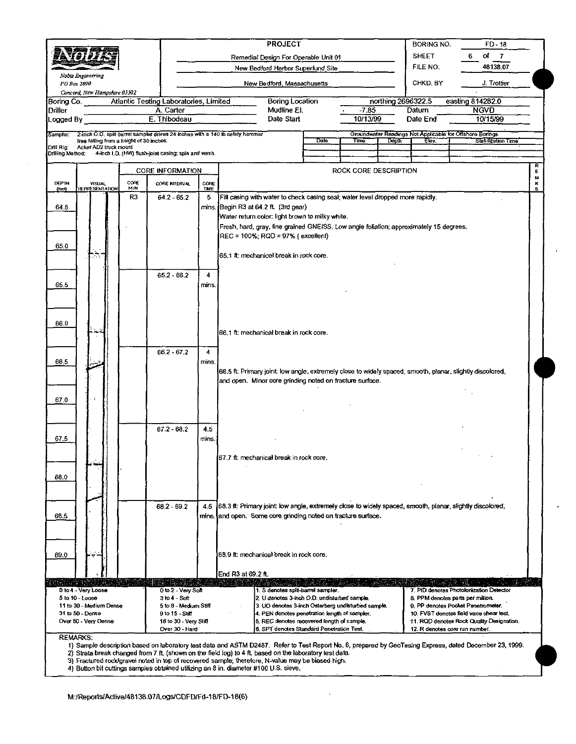| Nobis Engineering<br>PO Box 2890<br>Concord, New Hampshire 03302 | PROJECT | | |
|---|---|---|---|
| | Remedial Design For Operable Unit 01 | BORING NO. | FD - 18 |
| | New Bedford Harbor Superfund Site | FILE NO. | 48138.07 |
| | New Bedford, Massachusetts | CHKD. BY | J. Trottier |

| | | | | | | | |
|---|---|---|---|---|---|---|---|
| Boring Co. | Atlantic Testing Laboratories, Limited | Boring Location | | northing 2696322.5 | | easting 814282.0 | |
| Driller | A. Carter | Mudline El. | -7.85 | Datum | NGVD | | |
| Logged By | E. Thibodeau | Date Start | 10/13/99 | Date End | 10/15/99 | | |

Sampler: 2-inch O.D. split-barrel sampler driven 24 inches with a 140 lb safety hammer free falling from a height of 30 inches.
Drill Rig: Acker AD2 truck mount
Drilling Method: 4-inch I.D. (HW) flush-joint casing; spin and wash.

Groundwater Readings Not Applicable for Offshore Borings

| Date | Time | Depth | Elev. | Stabilization Time |
|---|---|---|---|---|
| | | | | |

| DEPTH (feet) | VISUAL REPRESENTATION | CORE RUN | CORE INTERVAL | CORE TIME | ROCK CORE DESCRIPTION | REMARKS |
|---|---|---|---|---|---|---|
| | | R3 | 64.2 - 65.2 | 5 mins. | Fill casing with water to check casing seal; water level dropped more rapidly.<br>Begin R3 at 64.2 ft. (3rd gear)<br>Water return color: light brown to milky white.<br>Fresh, hard, gray, fine grained GNEISS. Low angle foliation; approximately 15 degrees.<br>REC = 100%; RQD = 97% ( excellent) | |
| 64.5 | | | | | | |
| 65.0 | | | | | 65.1 ft: mechanical break in rock core. | |
| 65.5 | | | 65.2 - 66.2 | 4 mins. | | |
| 66.0 | | | | | 66.1 ft: mechanical break in rock core. | |
| 66.5 | | | 66.2 - 67.2 | 4 mins. | 66.5 ft: Primary joint: low angle, extremely close to widely spaced, smooth, planar, slightly discolored, and open. Minor core grinding noted on fracture surface. | |
| 67.0 | | | | | | |
| 67.5 | | | 67.2 - 68.2 | 4.5 mins. | 67.7 ft: mechanical break in rock core. | |
| 68.0 | | | | | | |
| 68.5 | | | 68.2 - 69.2 | 4.5 mins. | 68.3 ft: Primary joint: low angle, extremely close to widely spaced, smooth, planar, slightly discolored, and open. Some core grinding noted on fracture surface. | |
| 69.0 | | | | | 68.9 ft: mechanical break in rock core.<br><br>End R3 at 69.2 ft. | |

| | | | |
|---|---|---|---|
| 0 to 4 - Very Loose | 0 to 2 - Very Soft | 1. S denotes split-barrel sampler. | 7. PID denotes Photoionization Detector |
| 5 to 10 - Loose | 3 to 4 - Soft | 2. U denotes 3-inch O.D. undisturbed sample. | 8. PPM denotes parts per million. |
| 11 to 30 - Medium Dense | 5 to 8 - Medium Stiff | 3. UO denotes 3-inch Osterberg undisturbed sample. | 9. PP denotes Pocket Penetrometer. |
| 31 to 50 - Dense | 9 to 15 - Stiff | 4. PEN denotes penetration length of sampler. | 10. FVST denotes field vane shear test. |
| Over 50 - Very Dense | 16 to 30 - Very Stiff | 5. REC denotes recovered length of sample. | 11. RQD denotes Rock Quality Designation. |
| | Over 30 - Hard | 6. SPT denotes Standard Penetration Test. | 12. R denotes core run number. |

REMARKS:
1) Sample description based on laboratory test data and ASTM D2487. Refer to Test Report No. 6, prepared by GeoTesing Express, dated December 23, 1999.
2) Strata break changed from 7 ft. (shown on the field log) to 4 ft. based on the laboratory test data.
3) Fractured rock/gravel noted in top of recovered sample; therefore, N-value may be biased high.
4) Button bit cuttings samples obtained utilizing an 8 in. diameter #100 U.S. sieve.

M:/Reports/Active/48138.07/Logs/CDFD/Fd-18/FD-18(6)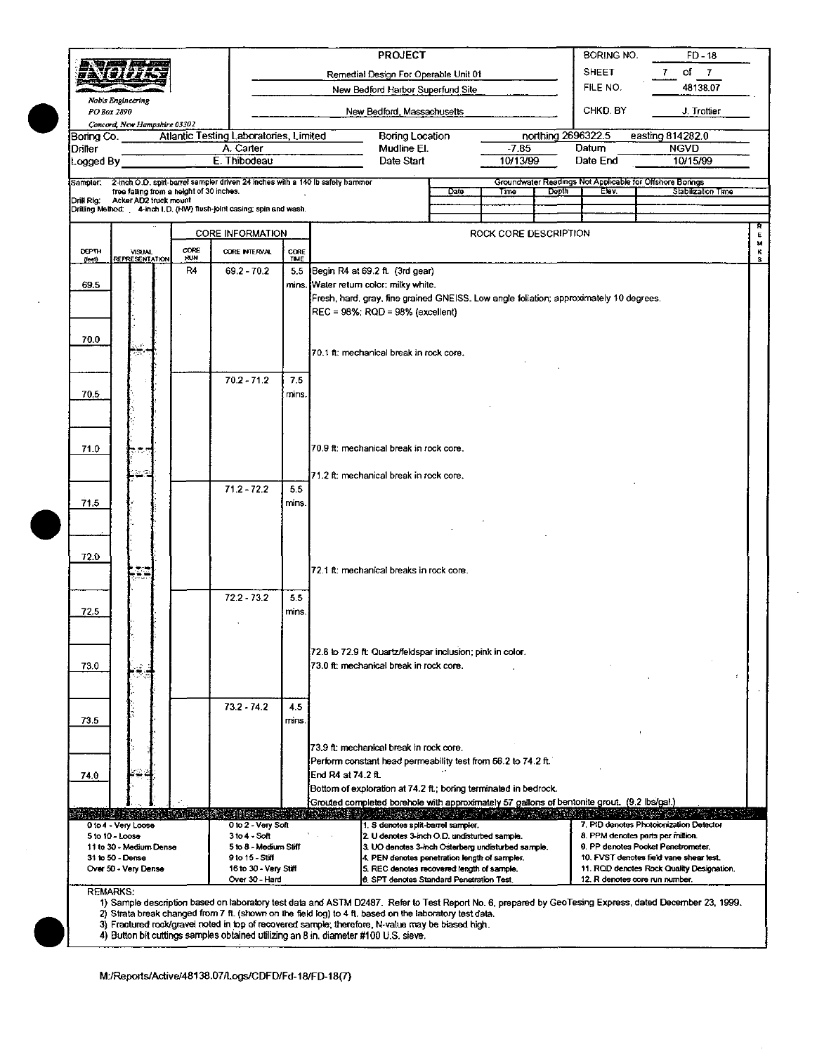**Nobis Engineering**
PO Box 2890
Concord, New Hampshire 03302

**PROJECT**
Remedial Design For Operable Unit 01
New Bedford Harbor Superfund Site
New Bedford, Massachusetts

BORING NO. FD - 18
SHEET 7 of 7
FILE NO. 48138.07
CHKD. BY J. Trottier

| | | | |
|---|---|---|---|
| Boring Co. | Atlantic Testing Laboratories, Limited | Boring Location | northing 2696322.5 easting 814282.0 |
| Driller | A. Carter | Mudline El. | -7.85 Datum NGVD |
| Logged By | E. Thibodeau | Date Start | 10/13/99 Date End 10/15/99 |

Sampler: 2-inch O.D. split-barrel sampler driven 24 inches with a 140 lb safety hammer free falling from a height of 30 inches.
Drill Rig: Acker AD2 truck mount
Drilling Method: 4-inch I.D. (HW) flush-joint casing; spin and wash.

Groundwater Readings Not Applicable for Offshore Borings

| Date | Time | Depth | Elev. | Stabilization Time |
|---|---|---|---|---|
| | | | | |

| DEPTH (feet) | VISUAL REPRESENTATION | CORE RUN | CORE INTERVAL | CORE TIME | ROCK CORE DESCRIPTION | REMKS |
|---|---|---|---|---|---|---|
| 69.5 | | R4 | 69.2 - 70.2 | 5.5 mins. | Begin R4 at 69.2 ft. (3rd gear)<br>Water return color: milky white.<br>Fresh, hard, gray, fine grained GNEISS. Low angle foliation; approximately 10 degrees.<br>REC = 98%; RQD = 98% (excellent) | |
| 70.0 | | | | | 70.1 ft: mechanical break in rock core. | |
| 70.5 | | | 70.2 - 71.2 | 7.5 mins. | | |
| 71.0 | | | | | 70.9 ft: mechanical break in rock core.<br>71.2 ft: mechanical break in rock core. | |
| 71.5 | | | 71.2 - 72.2 | 5.5 mins. | | |
| 72.0 | | | | | 72.1 ft: mechanical breaks in rock core. | |
| 72.5 | | | 72.2 - 73.2 | 5.5 mins. | | |
| 73.0 | | | | | 72.8 to 72.9 ft: Quartz/feldspar inclusion; pink in color.<br>73.0 ft: mechanical break in rock core. | |
| 73.5 | | | 73.2 - 74.2 | 4.5 mins. | | |
| 74.0 | | | | | 73.9 ft: mechanical break in rock core.<br>Perform constant head permeability test from 56.2 to 74.2 ft.<br>End R4 at 74.2 ft.<br>Bottom of exploration at 74.2 ft.; boring terminated in bedrock.<br>Grouted completed borehole with approximately 57 gallons of bentonite grout. (9.2 lbs/gal.) | |

| | | | |
|---|---|---|---|
| 0 to 4 - Very Loose | 0 to 2 - Very Soft | 1. S denotes split-barrel sampler. | 7. PID denotes Photoionization Detector |
| 5 to 10 - Loose | 3 to 4 - Soft | 2. U denotes 3-inch O.D. undisturbed sample. | 8. PPM denotes parts per million. |
| 11 to 30 - Medium Dense | 5 to 8 - Medium Stiff | 3. UO denotes 3-inch Osterberg undisturbed sample. | 9. PP denotes Pocket Penetrometer. |
| 31 to 50 - Dense | 9 to 15 - Stiff | 4. PEN denotes penetration length of sampler. | 10. FVST denotes field vane shear test. |
| Over 50 - Very Dense | 16 to 30 - Very Stiff | 5. REC denotes recovered length of sample. | 11. RQD denotes Rock Quality Designation. |
| | Over 30 - Hard | 6. SPT denotes Standard Penetration Test. | 12. R denotes core run number. |

REMARKS:
1) Sample description based on laboratory test data and ASTM D2487. Refer to Test Report No. 6, prepared by GeoTesing Express, dated December 23, 1999.
2) Strata break changed from 7 ft. (shown on the field log) to 4 ft. based on the laboratory test data.
3) Fractured rock/gravel noted in top of recovered sample; therefore, N-value may be biased high.
4) Button bit cuttings samples obtained utilizing an 8 in. diameter #100 U.S. sieve.

M:/Reports/Active/48138.07/Logs/CDFD/Fd-18/FD-18(7)